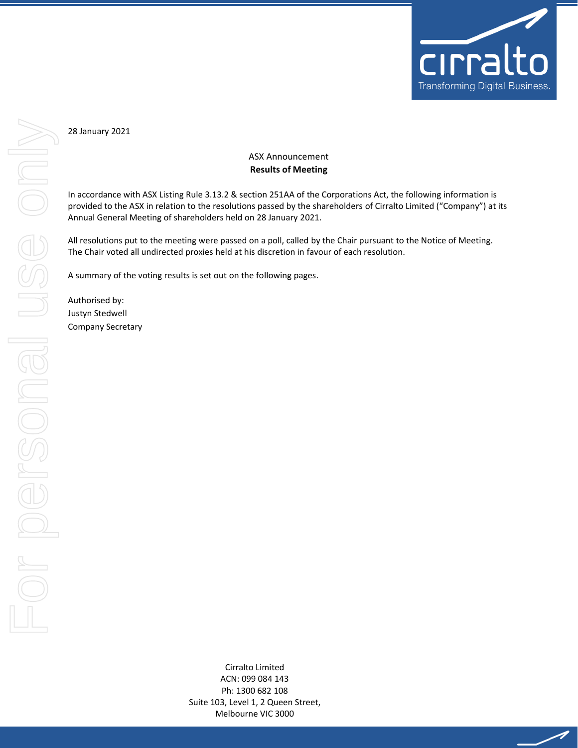28 January 2021

ASX Announcement

**Results of Meeting**

In accordance with ASX Listing Rule 3.13.2 & section 251AA of the Corporations Act, the following information is provided to the ASX in relation to the resolutions passed by the shareholders of Cirralto Limited ("Company") at its Annual General Meeting of shareholders held on 28 January 2021.

All resolutions put to the meeting were passed on a poll, called by the Chair pursuant to the Notice of Meeting. The Chair voted all undirected proxies held at his discretion in favour of each resolution.

A summary of the voting results is set out on the following pages.

Authorised by:
Justyn Stedwell
Company Secretary

Cirralto Limited
ACN: 099 084 143
Ph: 1300 682 108
Suite 103, Level 1, 2 Queen Street,
Melbourne VIC 3000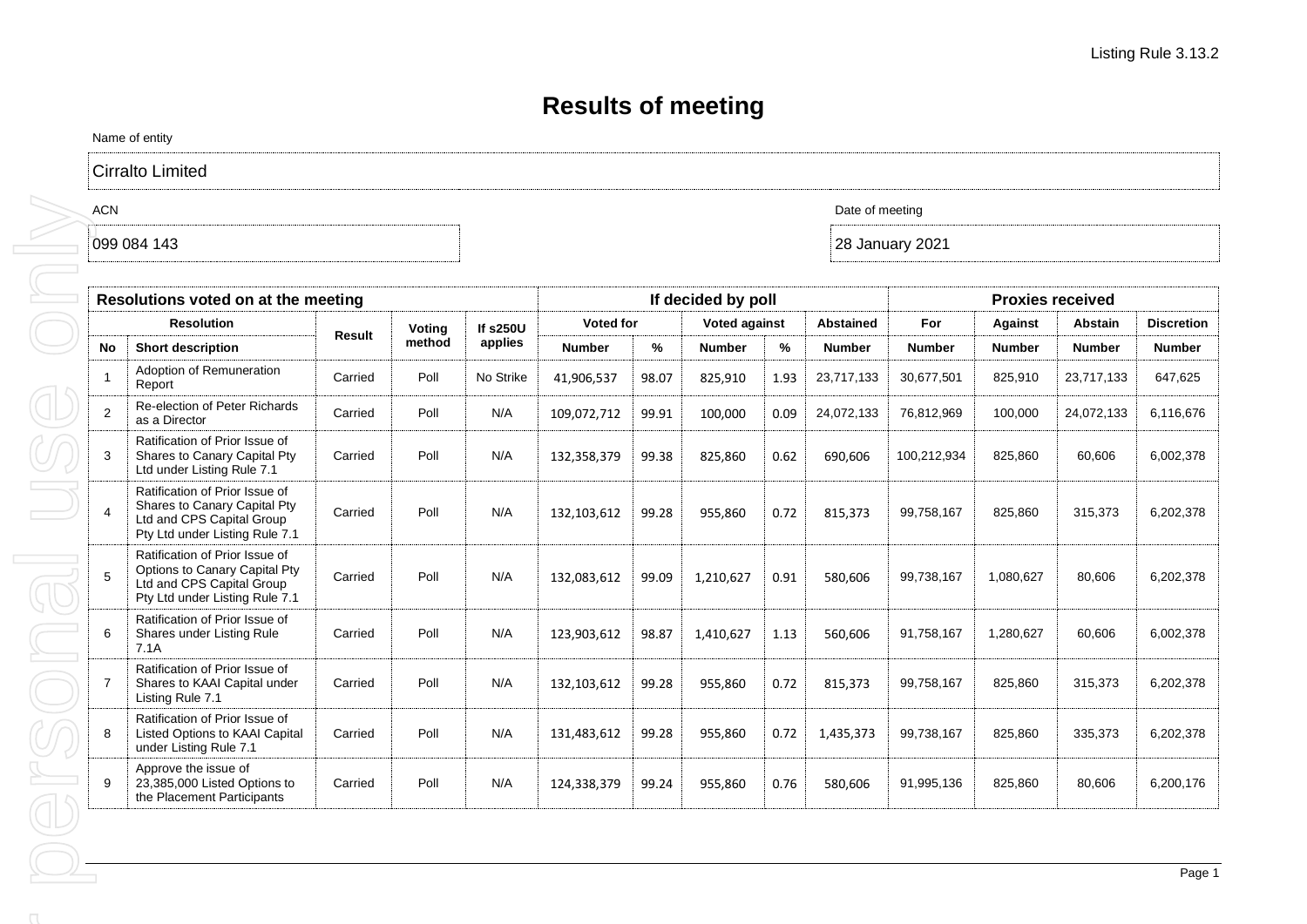Listing Rule 3.13.2

# Results of meeting

Name of entity

Cirralto Limited

ACN

099 084 143

Date of meeting

28 January 2021

| Resolutions voted on at the meeting | | | | | If decided by poll | | | | | Proxies received | | | |
|---|---|---|---|---|---|---|---|---|---|---|---|---|---|
| Resolution | | Result | Voting method | If s250U applies | Voted for | | Voted against | | Abstained | For | Against | Abstain | Discretion |
| No | Short description | | | | Number | % | Number | % | Number | Number | Number | Number | Number |
| 1 | Adoption of Remuneration Report | Carried | Poll | No Strike | 41,906,537 | 98.07 | 825,910 | 1.93 | 23,717,133 | 30,677,501 | 825,910 | 23,717,133 | 647,625 |
| 2 | Re-election of Peter Richards as a Director | Carried | Poll | N/A | 109,072,712 | 99.91 | 100,000 | 0.09 | 24,072,133 | 76,812,969 | 100,000 | 24,072,133 | 6,116,676 |
| 3 | Ratification of Prior Issue of Shares to Canary Capital Pty Ltd under Listing Rule 7.1 | Carried | Poll | N/A | 132,358,379 | 99.38 | 825,860 | 0.62 | 690,606 | 100,212,934 | 825,860 | 60,606 | 6,002,378 |
| 4 | Ratification of Prior Issue of Shares to Canary Capital Pty Ltd and CPS Capital Group Pty Ltd under Listing Rule 7.1 | Carried | Poll | N/A | 132,103,612 | 99.28 | 955,860 | 0.72 | 815,373 | 99,758,167 | 825,860 | 315,373 | 6,202,378 |
| 5 | Ratification of Prior Issue of Options to Canary Capital Pty Ltd and CPS Capital Group Pty Ltd under Listing Rule 7.1 | Carried | Poll | N/A | 132,083,612 | 99.09 | 1,210,627 | 0.91 | 580,606 | 99,738,167 | 1,080,627 | 80,606 | 6,202,378 |
| 6 | Ratification of Prior Issue of Shares under Listing Rule 7.1A | Carried | Poll | N/A | 123,903,612 | 98.87 | 1,410,627 | 1.13 | 560,606 | 91,758,167 | 1,280,627 | 60,606 | 6,002,378 |
| 7 | Ratification of Prior Issue of Shares to KAAI Capital under Listing Rule 7.1 | Carried | Poll | N/A | 132,103,612 | 99.28 | 955,860 | 0.72 | 815,373 | 99,758,167 | 825,860 | 315,373 | 6,202,378 |
| 8 | Ratification of Prior Issue of Listed Options to KAAI Capital under Listing Rule 7.1 | Carried | Poll | N/A | 131,483,612 | 99.28 | 955,860 | 0.72 | 1,435,373 | 99,738,167 | 825,860 | 335,373 | 6,202,378 |
| 9 | Approve the issue of 23,385,000 Listed Options to the Placement Participants | Carried | Poll | N/A | 124,338,379 | 99.24 | 955,860 | 0.76 | 580,606 | 91,995,136 | 825,860 | 80,606 | 6,200,176 |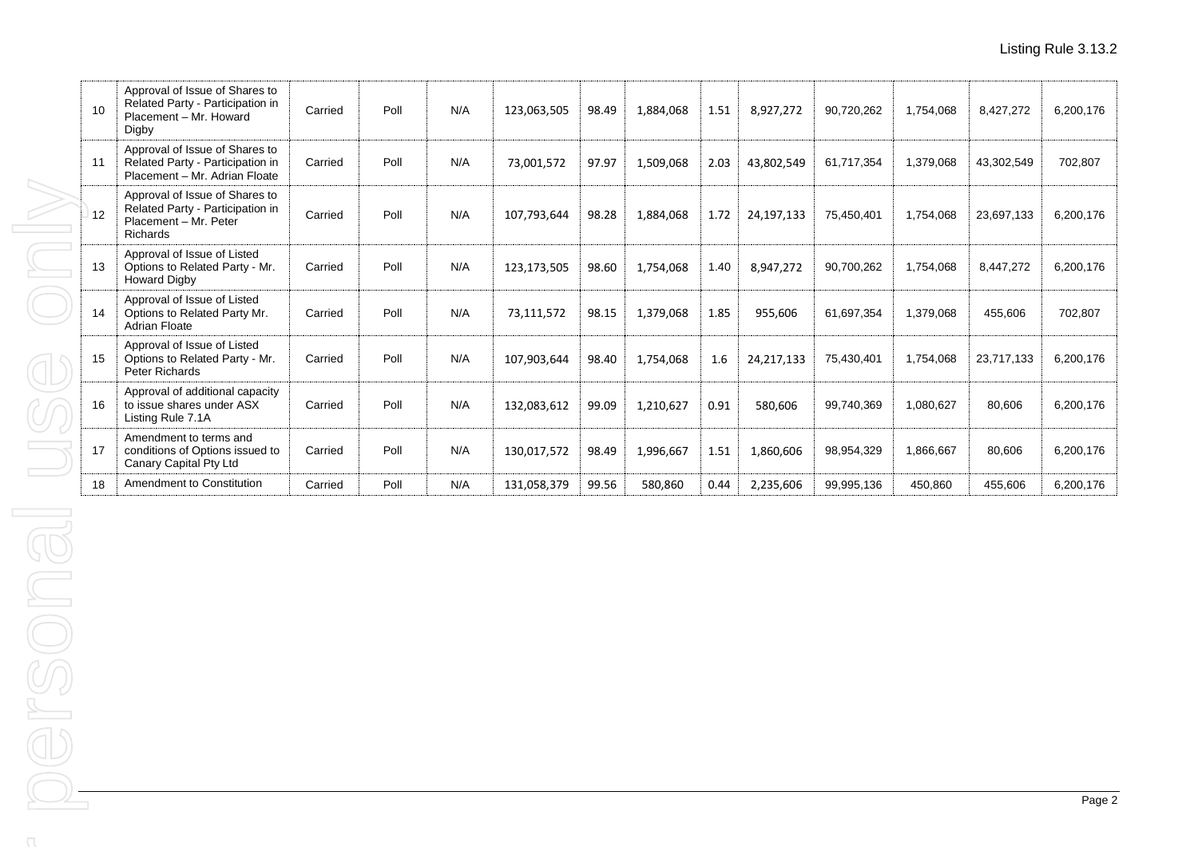| | | | | | | | | | | | | | |
|---|---|---|---|---|---|---|---|---|---|---|---|---|---|
| 10 | Approval of Issue of Shares to Related Party - Participation in Placement – Mr. Howard Digby | Carried | Poll | N/A | 123,063,505 | 98.49 | 1,884,068 | 1.51 | 8,927,272 | 90,720,262 | 1,754,068 | 8,427,272 | 6,200,176 |
| 11 | Approval of Issue of Shares to Related Party - Participation in Placement – Mr. Adrian Floate | Carried | Poll | N/A | 73,001,572 | 97.97 | 1,509,068 | 2.03 | 43,802,549 | 61,717,354 | 1,379,068 | 43,302,549 | 702,807 |
| 12 | Approval of Issue of Shares to Related Party - Participation in Placement – Mr. Peter Richards | Carried | Poll | N/A | 107,793,644 | 98.28 | 1,884,068 | 1.72 | 24,197,133 | 75,450,401 | 1,754,068 | 23,697,133 | 6,200,176 |
| 13 | Approval of Issue of Listed Options to Related Party - Mr. Howard Digby | Carried | Poll | N/A | 123,173,505 | 98.60 | 1,754,068 | 1.40 | 8,947,272 | 90,700,262 | 1,754,068 | 8,447,272 | 6,200,176 |
| 14 | Approval of Issue of Listed Options to Related Party Mr. Adrian Floate | Carried | Poll | N/A | 73,111,572 | 98.15 | 1,379,068 | 1.85 | 955,606 | 61,697,354 | 1,379,068 | 455,606 | 702,807 |
| 15 | Approval of Issue of Listed Options to Related Party - Mr. Peter Richards | Carried | Poll | N/A | 107,903,644 | 98.40 | 1,754,068 | 1.6 | 24,217,133 | 75,430,401 | 1,754,068 | 23,717,133 | 6,200,176 |
| 16 | Approval of additional capacity to issue shares under ASX Listing Rule 7.1A | Carried | Poll | N/A | 132,083,612 | 99.09 | 1,210,627 | 0.91 | 580,606 | 99,740,369 | 1,080,627 | 80,606 | 6,200,176 |
| 17 | Amendment to terms and conditions of Options issued to Canary Capital Pty Ltd | Carried | Poll | N/A | 130,017,572 | 98.49 | 1,996,667 | 1.51 | 1,860,606 | 98,954,329 | 1,866,667 | 80,606 | 6,200,176 |
| 18 | Amendment to Constitution | Carried | Poll | N/A | 131,058,379 | 99.56 | 580,860 | 0.44 | 2,235,606 | 99,995,136 | 450,860 | 455,606 | 6,200,176 |